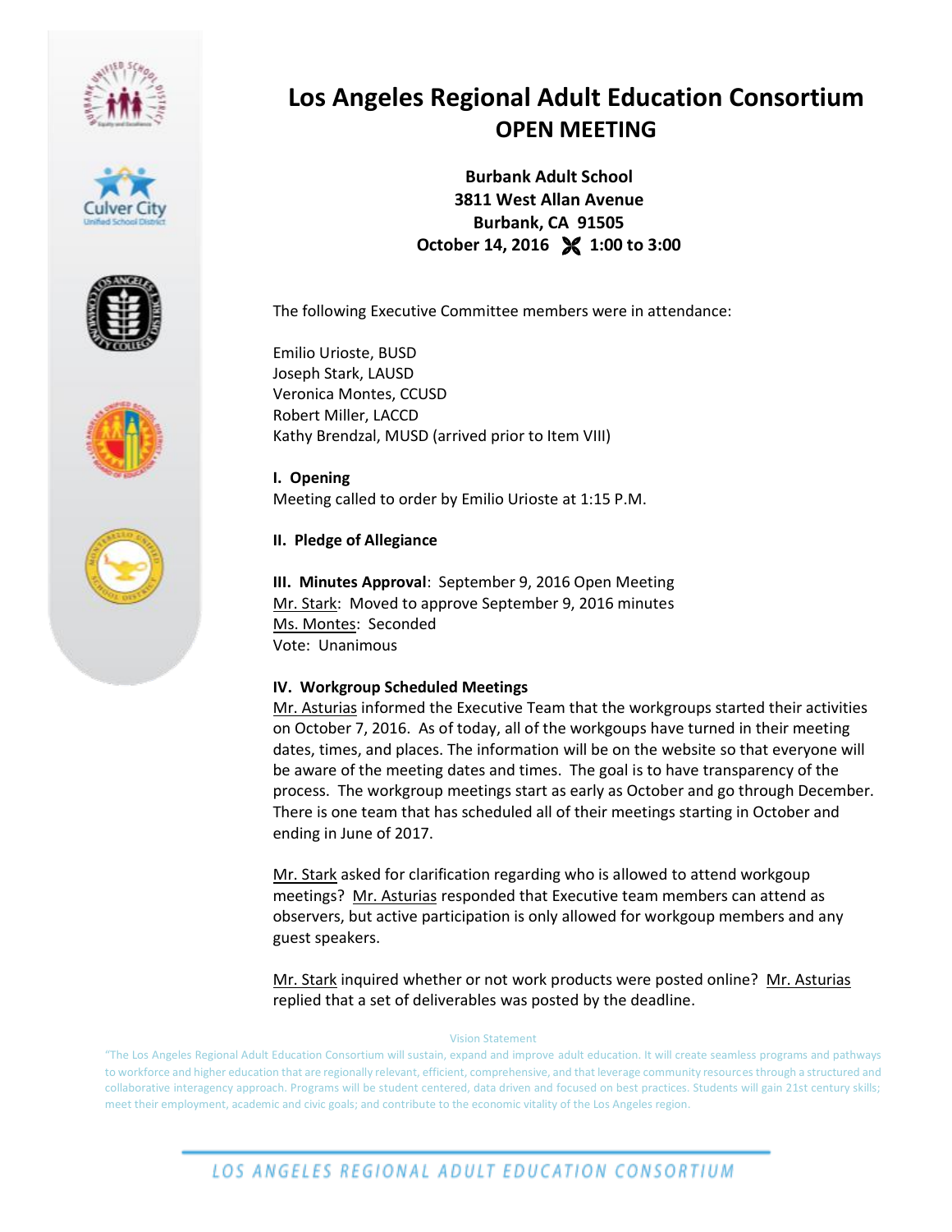# Los Angeles Regional Adult Education Consortium
## OPEN MEETING

**Burbank Adult School**
**3811 West Allan Avenue**
**Burbank, CA 91505**
**October 14, 2016 ✂ 1:00 to 3:00**

The following Executive Committee members were in attendance:

Emilio Urioste, BUSD
Joseph Stark, LAUSD
Veronica Montes, CCUSD
Robert Miller, LACCD
Kathy Brendzal, MUSD (arrived prior to Item VIII)

**I. Opening**
Meeting called to order by Emilio Urioste at 1:15 P.M.

**II. Pledge of Allegiance**

**III. Minutes Approval**: September 9, 2016 Open Meeting
Mr. Stark: Moved to approve September 9, 2016 minutes
Ms. Montes: Seconded
Vote: Unanimous

**IV. Workgroup Scheduled Meetings**
Mr. Asturias informed the Executive Team that the workgroups started their activities on October 7, 2016. As of today, all of the workgoups have turned in their meeting dates, times, and places. The information will be on the website so that everyone will be aware of the meeting dates and times. The goal is to have transparency of the process. The workgroup meetings start as early as October and go through December. There is one team that has scheduled all of their meetings starting in October and ending in June of 2017.

Mr. Stark asked for clarification regarding who is allowed to attend workgoup meetings? Mr. Asturias responded that Executive team members can attend as observers, but active participation is only allowed for workgoup members and any guest speakers.

Mr. Stark inquired whether or not work products were posted online? Mr. Asturias replied that a set of deliverables was posted by the deadline.

Vision Statement
"The Los Angeles Regional Adult Education Consortium will sustain, expand and improve adult education. It will create seamless programs and pathways to workforce and higher education that are regionally relevant, efficient, comprehensive, and that leverage community resources through a structured and collaborative interagency approach. Programs will be student centered, data driven and focused on best practices. Students will gain 21st century skills; meet their employment, academic and civic goals; and contribute to the economic vitality of the Los Angeles region.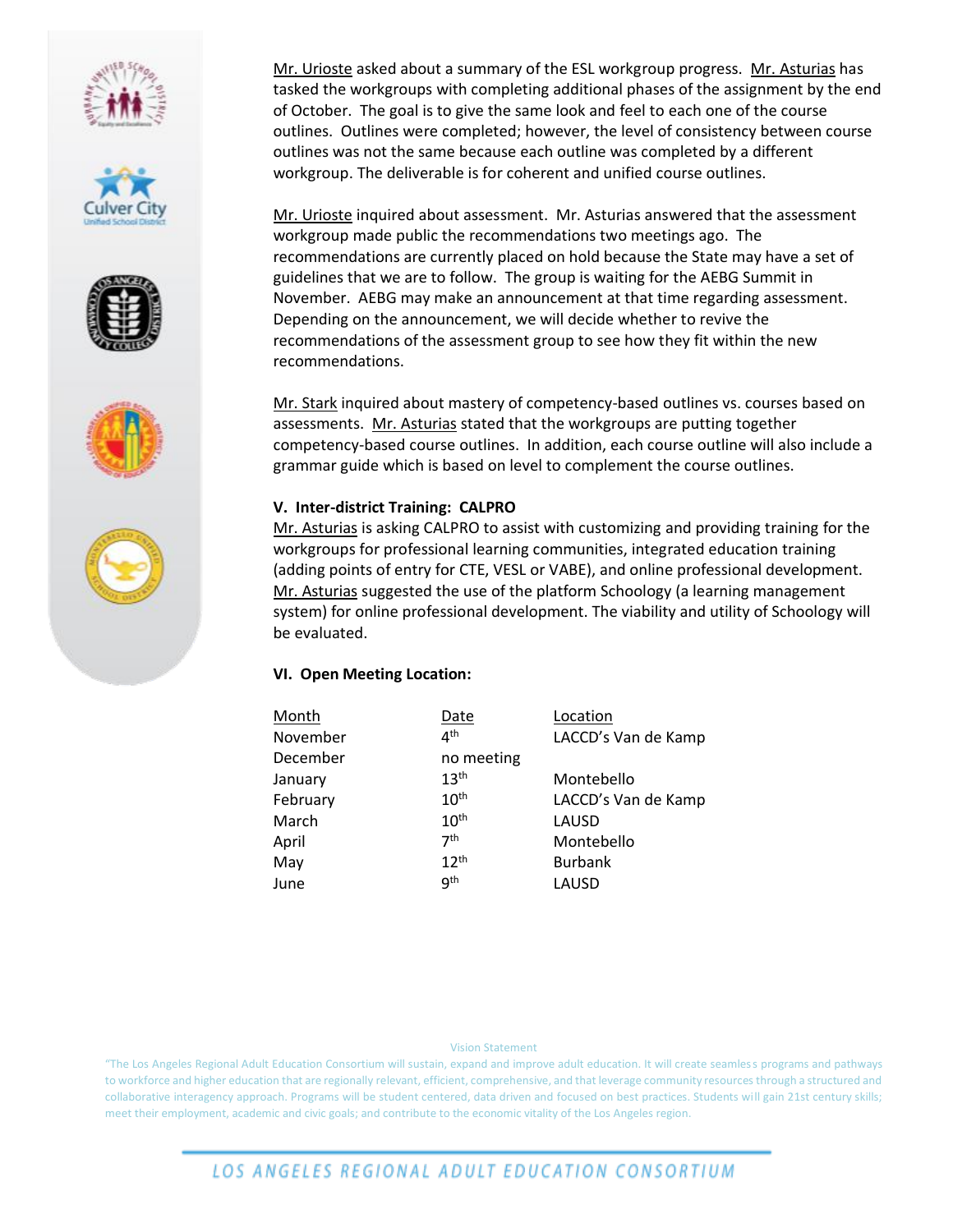Mr. Urioste asked about a summary of the ESL workgroup progress. Mr. Asturias has tasked the workgroups with completing additional phases of the assignment by the end of October. The goal is to give the same look and feel to each one of the course outlines. Outlines were completed; however, the level of consistency between course outlines was not the same because each outline was completed by a different workgroup. The deliverable is for coherent and unified course outlines.

Mr. Urioste inquired about assessment. Mr. Asturias answered that the assessment workgroup made public the recommendations two meetings ago. The recommendations are currently placed on hold because the State may have a set of guidelines that we are to follow. The group is waiting for the AEBG Summit in November. AEBG may make an announcement at that time regarding assessment. Depending on the announcement, we will decide whether to revive the recommendations of the assessment group to see how they fit within the new recommendations.

Mr. Stark inquired about mastery of competency-based outlines vs. courses based on assessments. Mr. Asturias stated that the workgroups are putting together competency-based course outlines. In addition, each course outline will also include a grammar guide which is based on level to complement the course outlines.

**V. Inter-district Training: CALPRO**

Mr. Asturias is asking CALPRO to assist with customizing and providing training for the workgroups for professional learning communities, integrated education training (adding points of entry for CTE, VESL or VABE), and online professional development. Mr. Asturias suggested the use of the platform Schoology (a learning management system) for online professional development. The viability and utility of Schoology will be evaluated.

**VI. Open Meeting Location:**

| Month | Date | Location |
|---|---|---|
| November | 4th | LACCD's Van de Kamp |
| December | no meeting | |
| January | 13th | Montebello |
| February | 10th | LACCD's Van de Kamp |
| March | 10th | LAUSD |
| April | 7th | Montebello |
| May | 12th | Burbank |
| June | 9th | LAUSD |

Vision Statement

"The Los Angeles Regional Adult Education Consortium will sustain, expand and improve adult education. It will create seamless programs and pathways to workforce and higher education that are regionally relevant, efficient, comprehensive, and that leverage community resources through a structured and collaborative interagency approach. Programs will be student centered, data driven and focused on best practices. Students will gain 21st century skills; meet their employment, academic and civic goals; and contribute to the economic vitality of the Los Angeles region.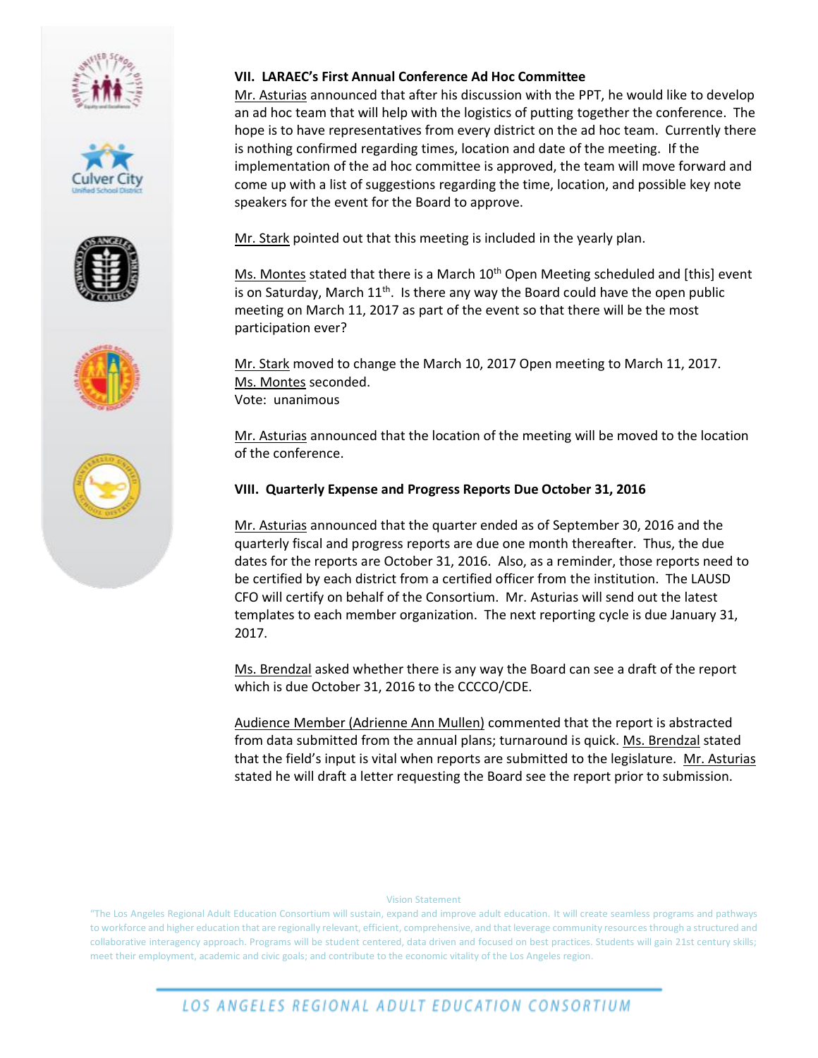### VII. LARAEC's First Annual Conference Ad Hoc Committee

Mr. Asturias announced that after his discussion with the PPT, he would like to develop an ad hoc team that will help with the logistics of putting together the conference. The hope is to have representatives from every district on the ad hoc team. Currently there is nothing confirmed regarding times, location and date of the meeting. If the implementation of the ad hoc committee is approved, the team will move forward and come up with a list of suggestions regarding the time, location, and possible key note speakers for the event for the Board to approve.

Mr. Stark pointed out that this meeting is included in the yearly plan.

Ms. Montes stated that there is a March 10th Open Meeting scheduled and [this] event is on Saturday, March 11th. Is there any way the Board could have the open public meeting on March 11, 2017 as part of the event so that there will be the most participation ever?

Mr. Stark moved to change the March 10, 2017 Open meeting to March 11, 2017.
Ms. Montes seconded.
Vote: unanimous

Mr. Asturias announced that the location of the meeting will be moved to the location of the conference.

### VIII. Quarterly Expense and Progress Reports Due October 31, 2016

Mr. Asturias announced that the quarter ended as of September 30, 2016 and the quarterly fiscal and progress reports are due one month thereafter. Thus, the due dates for the reports are October 31, 2016. Also, as a reminder, those reports need to be certified by each district from a certified officer from the institution. The LAUSD CFO will certify on behalf of the Consortium. Mr. Asturias will send out the latest templates to each member organization. The next reporting cycle is due January 31, 2017.

Ms. Brendzal asked whether there is any way the Board can see a draft of the report which is due October 31, 2016 to the CCCCO/CDE.

Audience Member (Adrienne Ann Mullen) commented that the report is abstracted from data submitted from the annual plans; turnaround is quick. Ms. Brendzal stated that the field's input is vital when reports are submitted to the legislature. Mr. Asturias stated he will draft a letter requesting the Board see the report prior to submission.

Vision Statement

"The Los Angeles Regional Adult Education Consortium will sustain, expand and improve adult education. It will create seamless programs and pathways to workforce and higher education that are regionally relevant, efficient, comprehensive, and that leverage community resources through a structured and collaborative interagency approach. Programs will be student centered, data driven and focused on best practices. Students will gain 21st century skills; meet their employment, academic and civic goals; and contribute to the economic vitality of the Los Angeles region.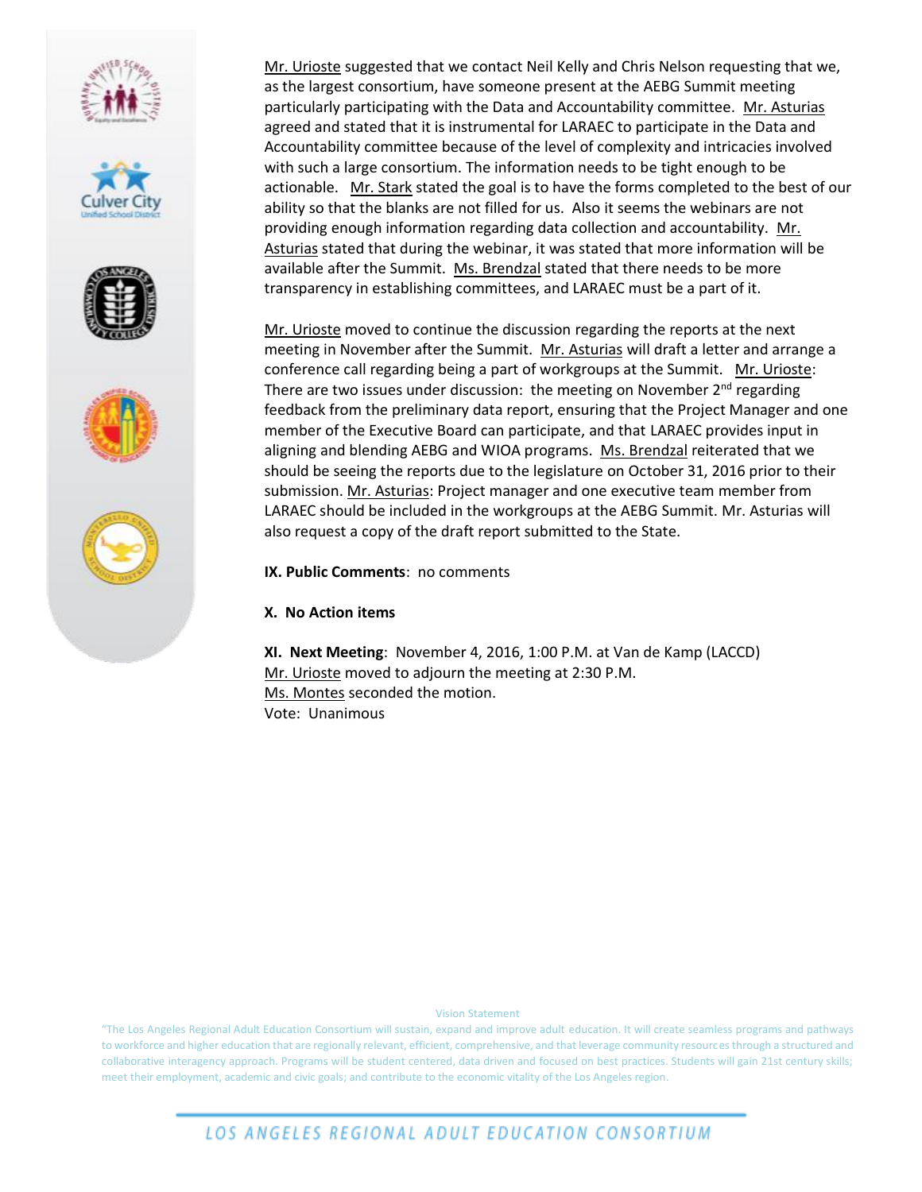Mr. Urioste suggested that we contact Neil Kelly and Chris Nelson requesting that we, as the largest consortium, have someone present at the AEBG Summit meeting particularly participating with the Data and Accountability committee. Mr. Asturias agreed and stated that it is instrumental for LARAEC to participate in the Data and Accountability committee because of the level of complexity and intricacies involved with such a large consortium. The information needs to be tight enough to be actionable. Mr. Stark stated the goal is to have the forms completed to the best of our ability so that the blanks are not filled for us. Also it seems the webinars are not providing enough information regarding data collection and accountability. Mr. Asturias stated that during the webinar, it was stated that more information will be available after the Summit. Ms. Brendzal stated that there needs to be more transparency in establishing committees, and LARAEC must be a part of it.

Mr. Urioste moved to continue the discussion regarding the reports at the next meeting in November after the Summit. Mr. Asturias will draft a letter and arrange a conference call regarding being a part of workgroups at the Summit. Mr. Urioste: There are two issues under discussion: the meeting on November 2nd regarding feedback from the preliminary data report, ensuring that the Project Manager and one member of the Executive Board can participate, and that LARAEC provides input in aligning and blending AEBG and WIOA programs. Ms. Brendzal reiterated that we should be seeing the reports due to the legislature on October 31, 2016 prior to their submission. Mr. Asturias: Project manager and one executive team member from LARAEC should be included in the workgroups at the AEBG Summit. Mr. Asturias will also request a copy of the draft report submitted to the State.

**IX. Public Comments**: no comments

**X. No Action items**

**XI. Next Meeting**: November 4, 2016, 1:00 P.M. at Van de Kamp (LACCD)
Mr. Urioste moved to adjourn the meeting at 2:30 P.M.
Ms. Montes seconded the motion.
Vote: Unanimous

Vision Statement

"The Los Angeles Regional Adult Education Consortium will sustain, expand and improve adult education. It will create seamless programs and pathways to workforce and higher education that are regionally relevant, efficient, comprehensive, and that leverage community resources through a structured and collaborative interagency approach. Programs will be student centered, data driven and focused on best practices. Students will gain 21st century skills; meet their employment, academic and civic goals; and contribute to the economic vitality of the Los Angeles region.

LOS ANGELES REGIONAL ADULT EDUCATION CONSORTIUM